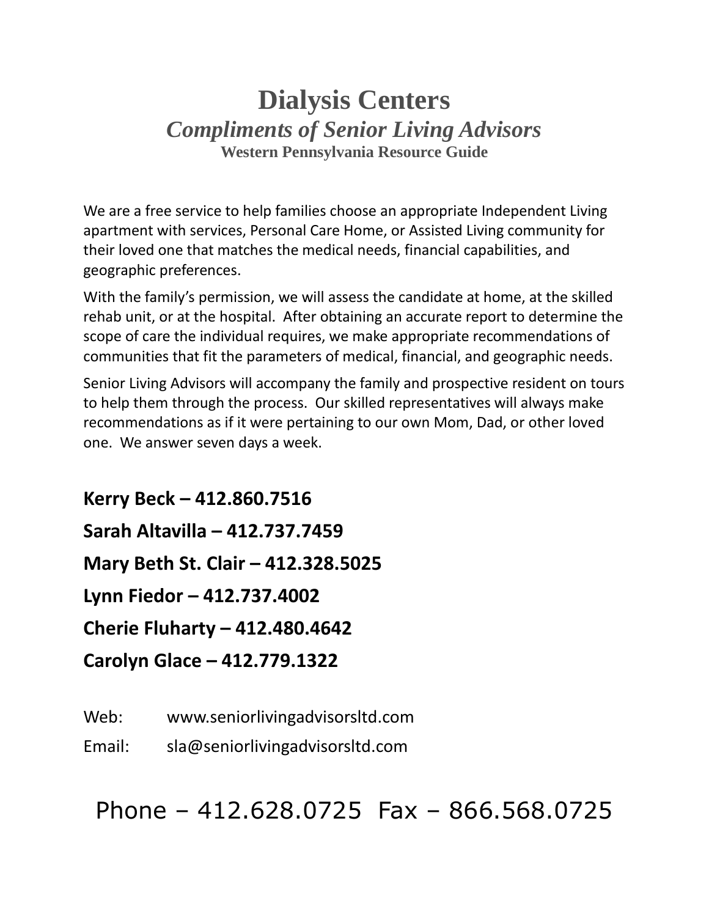# Dialysis Centers

## *Compliments of Senior Living Advisors*

### Western Pennsylvania Resource Guide

We are a free service to help families choose an appropriate Independent Living apartment with services, Personal Care Home, or Assisted Living community for their loved one that matches the medical needs, financial capabilities, and geographic preferences.

With the family's permission, we will assess the candidate at home, at the skilled rehab unit, or at the hospital. After obtaining an accurate report to determine the scope of care the individual requires, we make appropriate recommendations of communities that fit the parameters of medical, financial, and geographic needs.

Senior Living Advisors will accompany the family and prospective resident on tours to help them through the process. Our skilled representatives will always make recommendations as if it were pertaining to our own Mom, Dad, or other loved one. We answer seven days a week.

**Kerry Beck – 412.860.7516**

**Sarah Altavilla – 412.737.7459**

**Mary Beth St. Clair – 412.328.5025**

**Lynn Fiedor – 412.737.4002**

**Cherie Fluharty – 412.480.4642**

**Carolyn Glace – 412.779.1322**

Web: www.seniorlivingadvisorsltd.com

Email: sla@seniorlivingadvisorsltd.com

Phone – 412.628.0725 Fax – 866.568.0725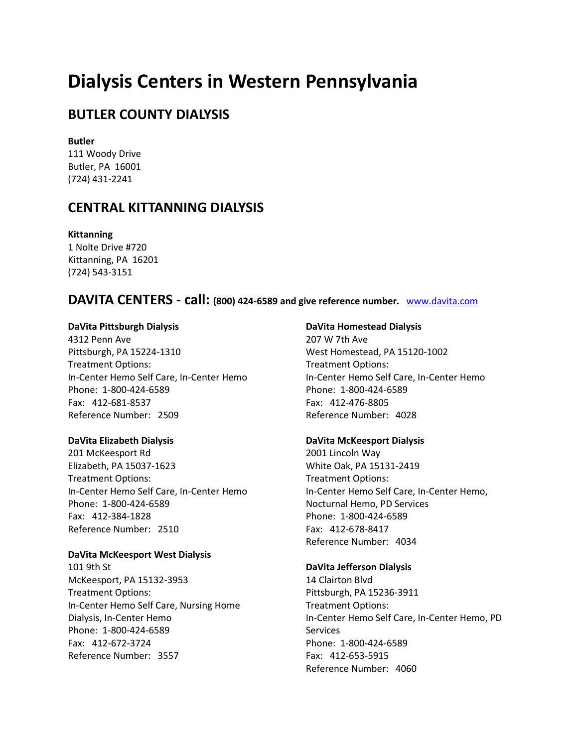# Dialysis Centers in Western Pennsylvania

## BUTLER COUNTY DIALYSIS

**Butler**
111 Woody Drive
Butler, PA 16001
(724) 431-2241

## CENTRAL KITTANNING DIALYSIS

**Kittanning**
1 Nolte Drive #720
Kittanning, PA 16201
(724) 543-3151

## DAVITA CENTERS - call: (800) 424-6589 and give reference number. www.davita.com

**DaVita Pittsburgh Dialysis**
4312 Penn Ave
Pittsburgh, PA 15224-1310
Treatment Options:
In-Center Hemo Self Care, In-Center Hemo
Phone: 1-800-424-6589
Fax: 412-681-8537
Reference Number: 2509

**DaVita Elizabeth Dialysis**
201 McKeesport Rd
Elizabeth, PA 15037-1623
Treatment Options:
In-Center Hemo Self Care, In-Center Hemo
Phone: 1-800-424-6589
Fax: 412-384-1828
Reference Number: 2510

**DaVita McKeesport West Dialysis**
101 9th St
McKeesport, PA 15132-3953
Treatment Options:
In-Center Hemo Self Care, Nursing Home Dialysis, In-Center Hemo
Phone: 1-800-424-6589
Fax: 412-672-3724
Reference Number: 3557

**DaVita Homestead Dialysis**
207 W 7th Ave
West Homestead, PA 15120-1002
Treatment Options:
In-Center Hemo Self Care, In-Center Hemo
Phone: 1-800-424-6589
Fax: 412-476-8805
Reference Number: 4028

**DaVita McKeesport Dialysis**
2001 Lincoln Way
White Oak, PA 15131-2419
Treatment Options:
In-Center Hemo Self Care, In-Center Hemo, Nocturnal Hemo, PD Services
Phone: 1-800-424-6589
Fax: 412-678-8417
Reference Number: 4034

**DaVita Jefferson Dialysis**
14 Clairton Blvd
Pittsburgh, PA 15236-3911
Treatment Options:
In-Center Hemo Self Care, In-Center Hemo, PD Services
Phone: 1-800-424-6589
Fax: 412-653-5915
Reference Number: 4060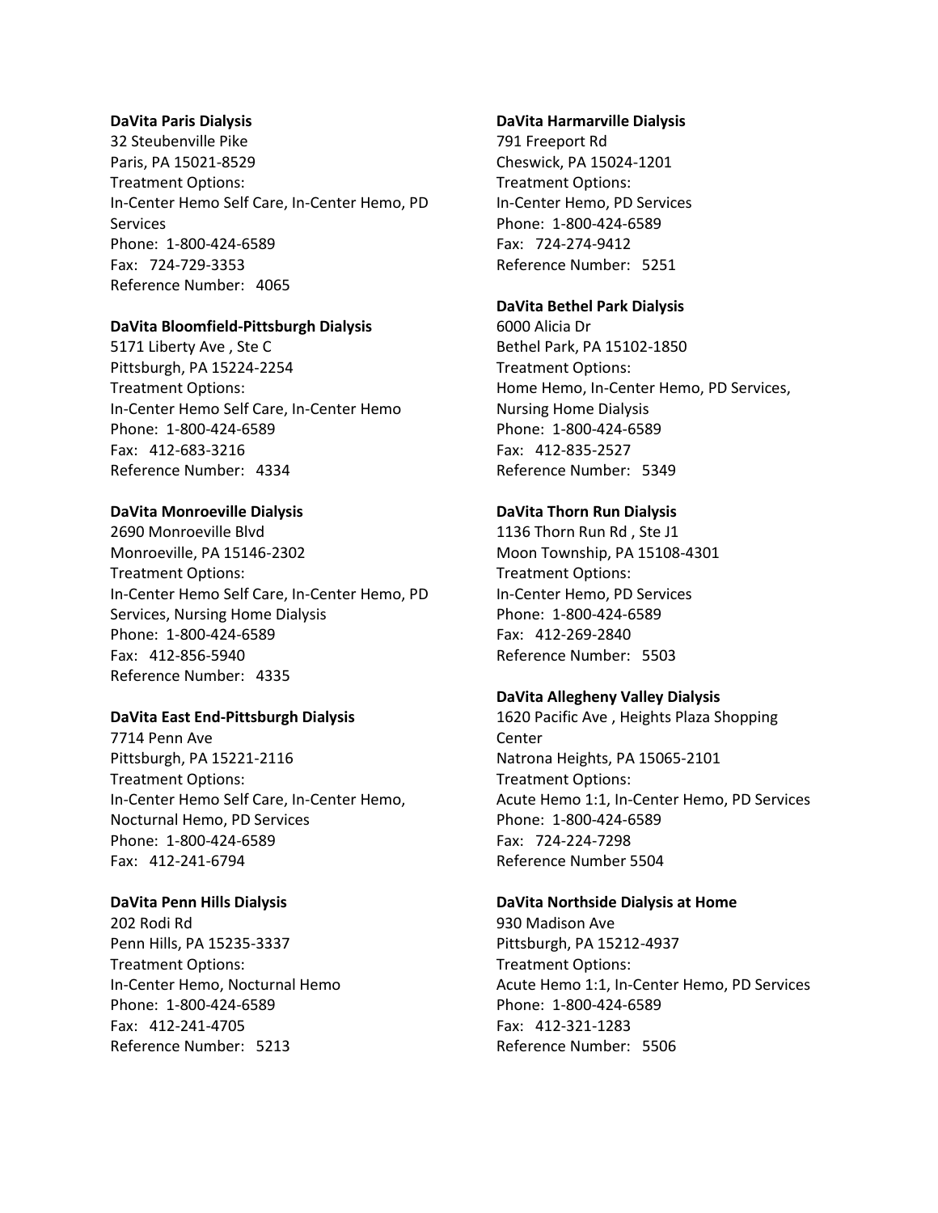**DaVita Paris Dialysis**
32 Steubenville Pike
Paris, PA 15021-8529
Treatment Options:
In-Center Hemo Self Care, In-Center Hemo, PD Services
Phone: 1-800-424-6589
Fax: 724-729-3353
Reference Number: 4065

**DaVita Bloomfield-Pittsburgh Dialysis**
5171 Liberty Ave , Ste C
Pittsburgh, PA 15224-2254
Treatment Options:
In-Center Hemo Self Care, In-Center Hemo
Phone: 1-800-424-6589
Fax: 412-683-3216
Reference Number: 4334

**DaVita Monroeville Dialysis**
2690 Monroeville Blvd
Monroeville, PA 15146-2302
Treatment Options:
In-Center Hemo Self Care, In-Center Hemo, PD Services, Nursing Home Dialysis
Phone: 1-800-424-6589
Fax: 412-856-5940
Reference Number: 4335

**DaVita East End-Pittsburgh Dialysis**
7714 Penn Ave
Pittsburgh, PA 15221-2116
Treatment Options:
In-Center Hemo Self Care, In-Center Hemo, Nocturnal Hemo, PD Services
Phone: 1-800-424-6589
Fax: 412-241-6794

**DaVita Penn Hills Dialysis**
202 Rodi Rd
Penn Hills, PA 15235-3337
Treatment Options:
In-Center Hemo, Nocturnal Hemo
Phone: 1-800-424-6589
Fax: 412-241-4705
Reference Number: 5213

**DaVita Harmarville Dialysis**
791 Freeport Rd
Cheswick, PA 15024-1201
Treatment Options:
In-Center Hemo, PD Services
Phone: 1-800-424-6589
Fax: 724-274-9412
Reference Number: 5251

**DaVita Bethel Park Dialysis**
6000 Alicia Dr
Bethel Park, PA 15102-1850
Treatment Options:
Home Hemo, In-Center Hemo, PD Services, Nursing Home Dialysis
Phone: 1-800-424-6589
Fax: 412-835-2527
Reference Number: 5349

**DaVita Thorn Run Dialysis**
1136 Thorn Run Rd , Ste J1
Moon Township, PA 15108-4301
Treatment Options:
In-Center Hemo, PD Services
Phone: 1-800-424-6589
Fax: 412-269-2840
Reference Number: 5503

**DaVita Allegheny Valley Dialysis**
1620 Pacific Ave , Heights Plaza Shopping Center
Natrona Heights, PA 15065-2101
Treatment Options:
Acute Hemo 1:1, In-Center Hemo, PD Services
Phone: 1-800-424-6589
Fax: 724-224-7298
Reference Number 5504

**DaVita Northside Dialysis at Home**
930 Madison Ave
Pittsburgh, PA 15212-4937
Treatment Options:
Acute Hemo 1:1, In-Center Hemo, PD Services
Phone: 1-800-424-6589
Fax: 412-321-1283
Reference Number: 5506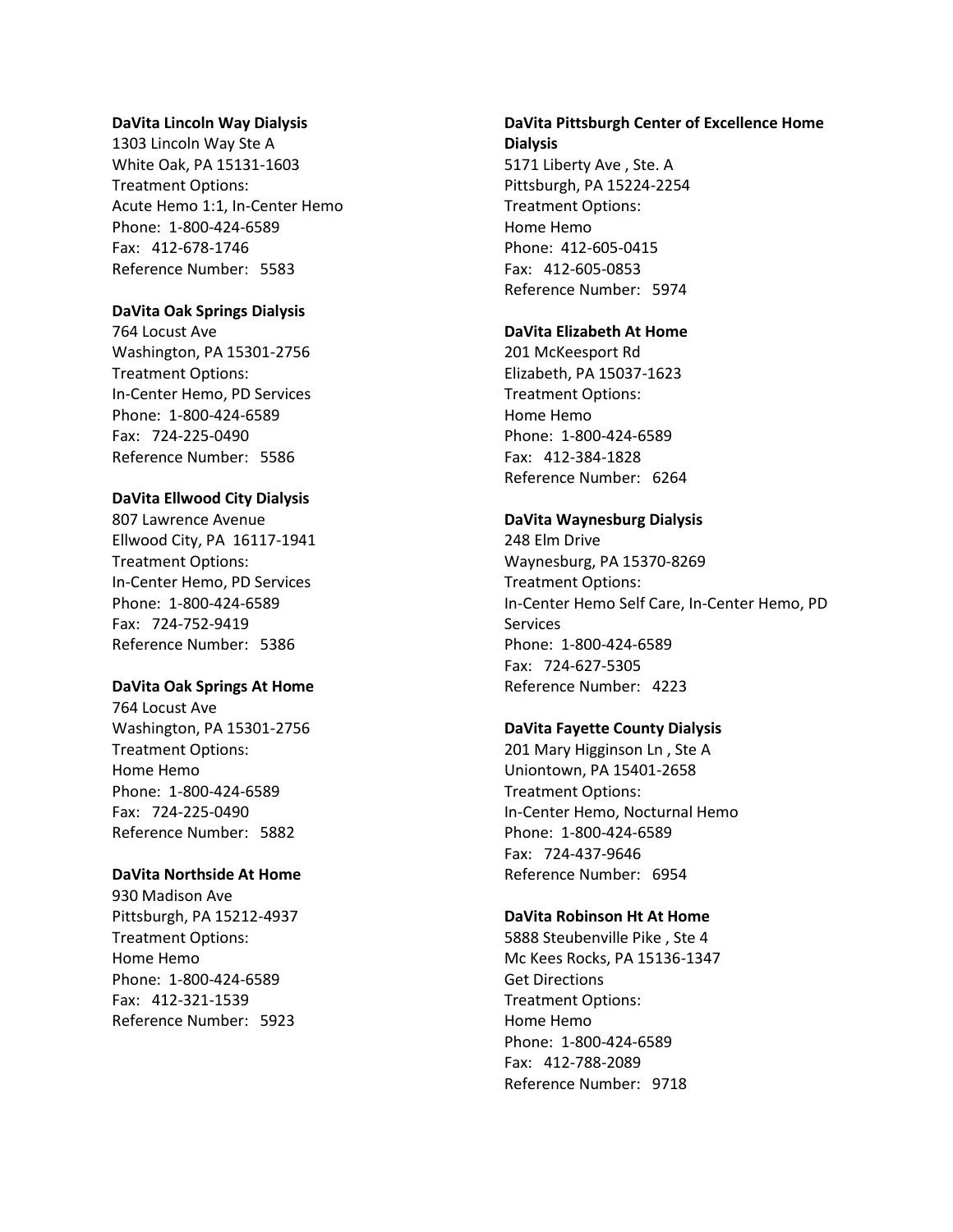**DaVita Lincoln Way Dialysis**
1303 Lincoln Way Ste A
White Oak, PA 15131-1603
Treatment Options:
Acute Hemo 1:1, In-Center Hemo
Phone: 1-800-424-6589
Fax: 412-678-1746
Reference Number: 5583

**DaVita Oak Springs Dialysis**
764 Locust Ave
Washington, PA 15301-2756
Treatment Options:
In-Center Hemo, PD Services
Phone: 1-800-424-6589
Fax: 724-225-0490
Reference Number: 5586

**DaVita Ellwood City Dialysis**
807 Lawrence Avenue
Ellwood City, PA 16117-1941
Treatment Options:
In-Center Hemo, PD Services
Phone: 1-800-424-6589
Fax: 724-752-9419
Reference Number: 5386

**DaVita Oak Springs At Home**
764 Locust Ave
Washington, PA 15301-2756
Treatment Options:
Home Hemo
Phone: 1-800-424-6589
Fax: 724-225-0490
Reference Number: 5882

**DaVita Northside At Home**
930 Madison Ave
Pittsburgh, PA 15212-4937
Treatment Options:
Home Hemo
Phone: 1-800-424-6589
Fax: 412-321-1539
Reference Number: 5923

**DaVita Pittsburgh Center of Excellence Home Dialysis**
5171 Liberty Ave , Ste. A
Pittsburgh, PA 15224-2254
Treatment Options:
Home Hemo
Phone: 412-605-0415
Fax: 412-605-0853
Reference Number: 5974

**DaVita Elizabeth At Home**
201 McKeesport Rd
Elizabeth, PA 15037-1623
Treatment Options:
Home Hemo
Phone: 1-800-424-6589
Fax: 412-384-1828
Reference Number: 6264

**DaVita Waynesburg Dialysis**
248 Elm Drive
Waynesburg, PA 15370-8269
Treatment Options:
In-Center Hemo Self Care, In-Center Hemo, PD Services
Phone: 1-800-424-6589
Fax: 724-627-5305
Reference Number: 4223

**DaVita Fayette County Dialysis**
201 Mary Higginson Ln , Ste A
Uniontown, PA 15401-2658
Treatment Options:
In-Center Hemo, Nocturnal Hemo
Phone: 1-800-424-6589
Fax: 724-437-9646
Reference Number: 6954

**DaVita Robinson Ht At Home**
5888 Steubenville Pike , Ste 4
Mc Kees Rocks, PA 15136-1347
Get Directions
Treatment Options:
Home Hemo
Phone: 1-800-424-6589
Fax: 412-788-2089
Reference Number: 9718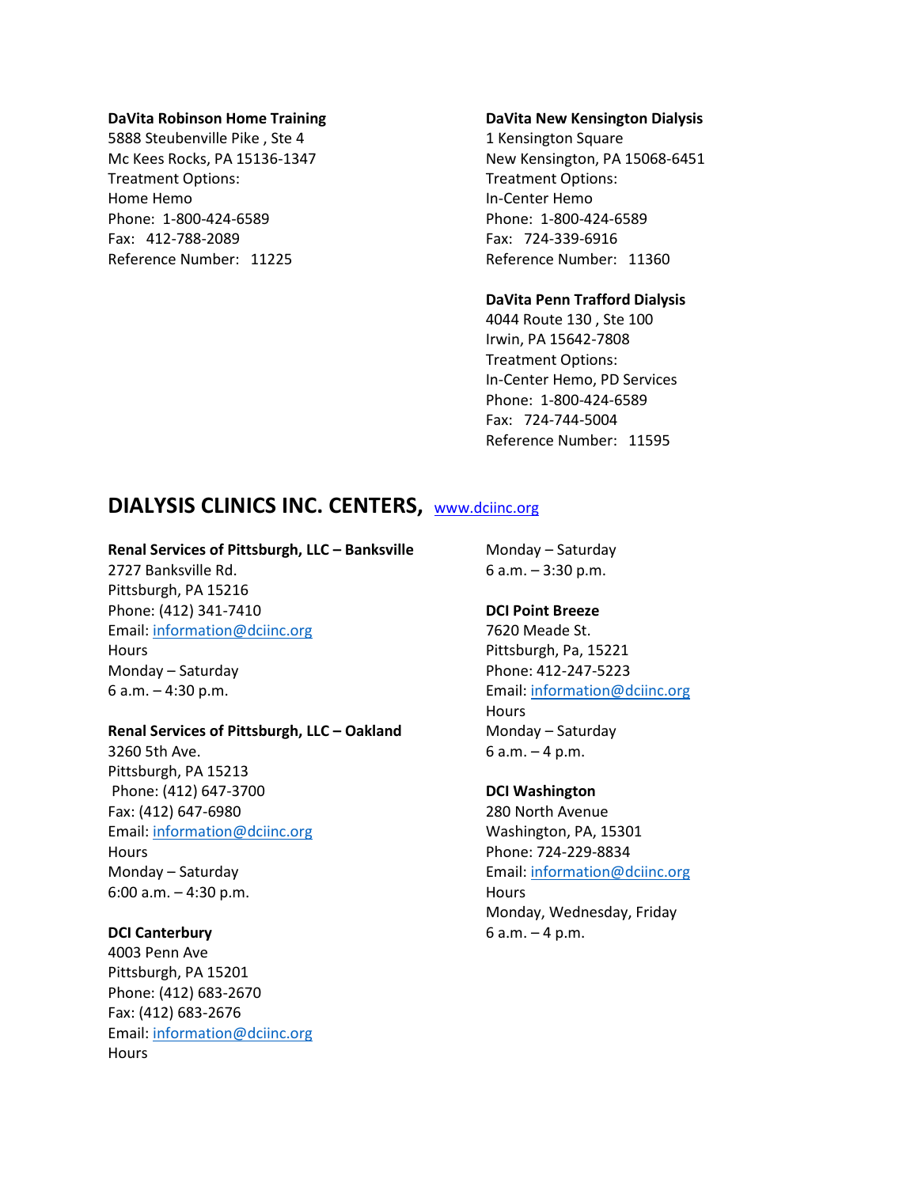**DaVita Robinson Home Training**
5888 Steubenville Pike , Ste 4
Mc Kees Rocks, PA 15136-1347
Treatment Options:
Home Hemo
Phone: 1-800-424-6589
Fax: 412-788-2089
Reference Number: 11225

**DaVita New Kensington Dialysis**
1 Kensington Square
New Kensington, PA 15068-6451
Treatment Options:
In-Center Hemo
Phone: 1-800-424-6589
Fax: 724-339-6916
Reference Number: 11360

**DaVita Penn Trafford Dialysis**
4044 Route 130 , Ste 100
Irwin, PA 15642-7808
Treatment Options:
In-Center Hemo, PD Services
Phone: 1-800-424-6589
Fax: 724-744-5004
Reference Number: 11595

## DIALYSIS CLINICS INC. CENTERS, www.dciinc.org

**Renal Services of Pittsburgh, LLC – Banksville**
2727 Banksville Rd.
Pittsburgh, PA 15216
Phone: (412) 341-7410
Email: information@dciinc.org
Hours
Monday – Saturday
6 a.m. – 4:30 p.m.

**Renal Services of Pittsburgh, LLC – Oakland**
3260 5th Ave.
Pittsburgh, PA 15213
Phone: (412) 647-3700
Fax: (412) 647-6980
Email: information@dciinc.org
Hours
Monday – Saturday
6:00 a.m. – 4:30 p.m.

**DCI Canterbury**
4003 Penn Ave
Pittsburgh, PA 15201
Phone: (412) 683-2670
Fax: (412) 683-2676
Email: information@dciinc.org
Hours
Monday – Saturday
6 a.m. – 3:30 p.m.

**DCI Point Breeze**
7620 Meade St.
Pittsburgh, Pa, 15221
Phone: 412-247-5223
Email: information@dciinc.org
Hours
Monday – Saturday
6 a.m. – 4 p.m.

**DCI Washington**
280 North Avenue
Washington, PA, 15301
Phone: 724-229-8834
Email: information@dciinc.org
Hours
Monday, Wednesday, Friday
6 a.m. – 4 p.m.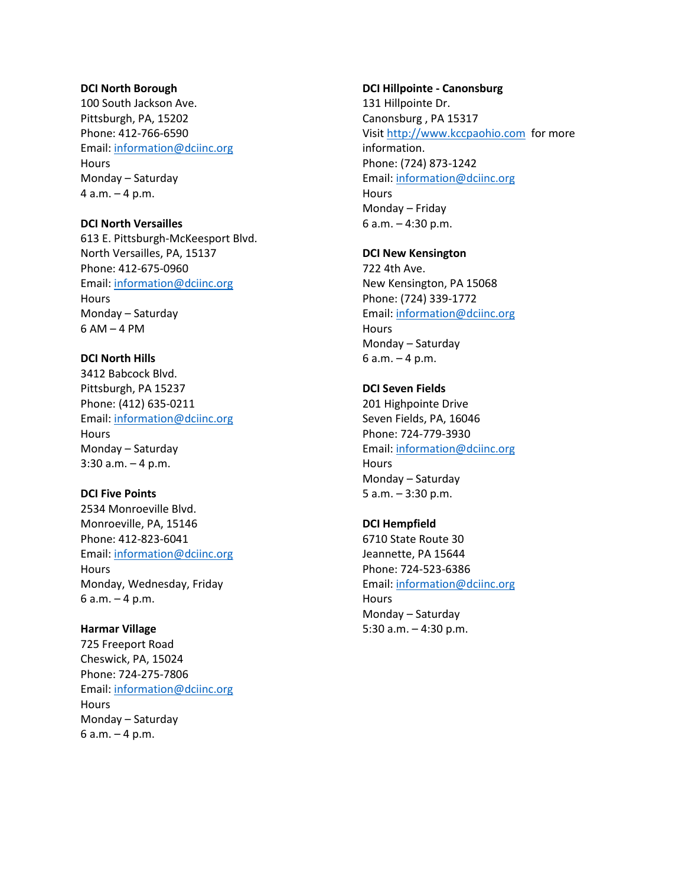**DCI North Borough**
100 South Jackson Ave.
Pittsburgh, PA, 15202
Phone: 412-766-6590
Email: information@dciinc.org
Hours
Monday – Saturday
4 a.m. – 4 p.m.

**DCI North Versailles**
613 E. Pittsburgh-McKeesport Blvd.
North Versailles, PA, 15137
Phone: 412-675-0960
Email: information@dciinc.org
Hours
Monday – Saturday
6 AM – 4 PM

**DCI North Hills**
3412 Babcock Blvd.
Pittsburgh, PA 15237
Phone: (412) 635-0211
Email: information@dciinc.org
Hours
Monday – Saturday
3:30 a.m. – 4 p.m.

**DCI Five Points**
2534 Monroeville Blvd.
Monroeville, PA, 15146
Phone: 412-823-6041
Email: information@dciinc.org
Hours
Monday, Wednesday, Friday
6 a.m. – 4 p.m.

**Harmar Village**
725 Freeport Road
Cheswick, PA, 15024
Phone: 724-275-7806
Email: information@dciinc.org
Hours
Monday – Saturday
6 a.m. – 4 p.m.

**DCI Hillpointe - Canonsburg**
131 Hillpointe Dr.
Canonsburg , PA 15317
Visit http://www.kccpaohio.com for more information.
Phone: (724) 873-1242
Email: information@dciinc.org
Hours
Monday – Friday
6 a.m. – 4:30 p.m.

**DCI New Kensington**
722 4th Ave.
New Kensington, PA 15068
Phone: (724) 339-1772
Email: information@dciinc.org
Hours
Monday – Saturday
6 a.m. – 4 p.m.

**DCI Seven Fields**
201 Highpointe Drive
Seven Fields, PA, 16046
Phone: 724-779-3930
Email: information@dciinc.org
Hours
Monday – Saturday
5 a.m. – 3:30 p.m.

**DCI Hempfield**
6710 State Route 30
Jeannette, PA 15644
Phone: 724-523-6386
Email: information@dciinc.org
Hours
Monday – Saturday
5:30 a.m. – 4:30 p.m.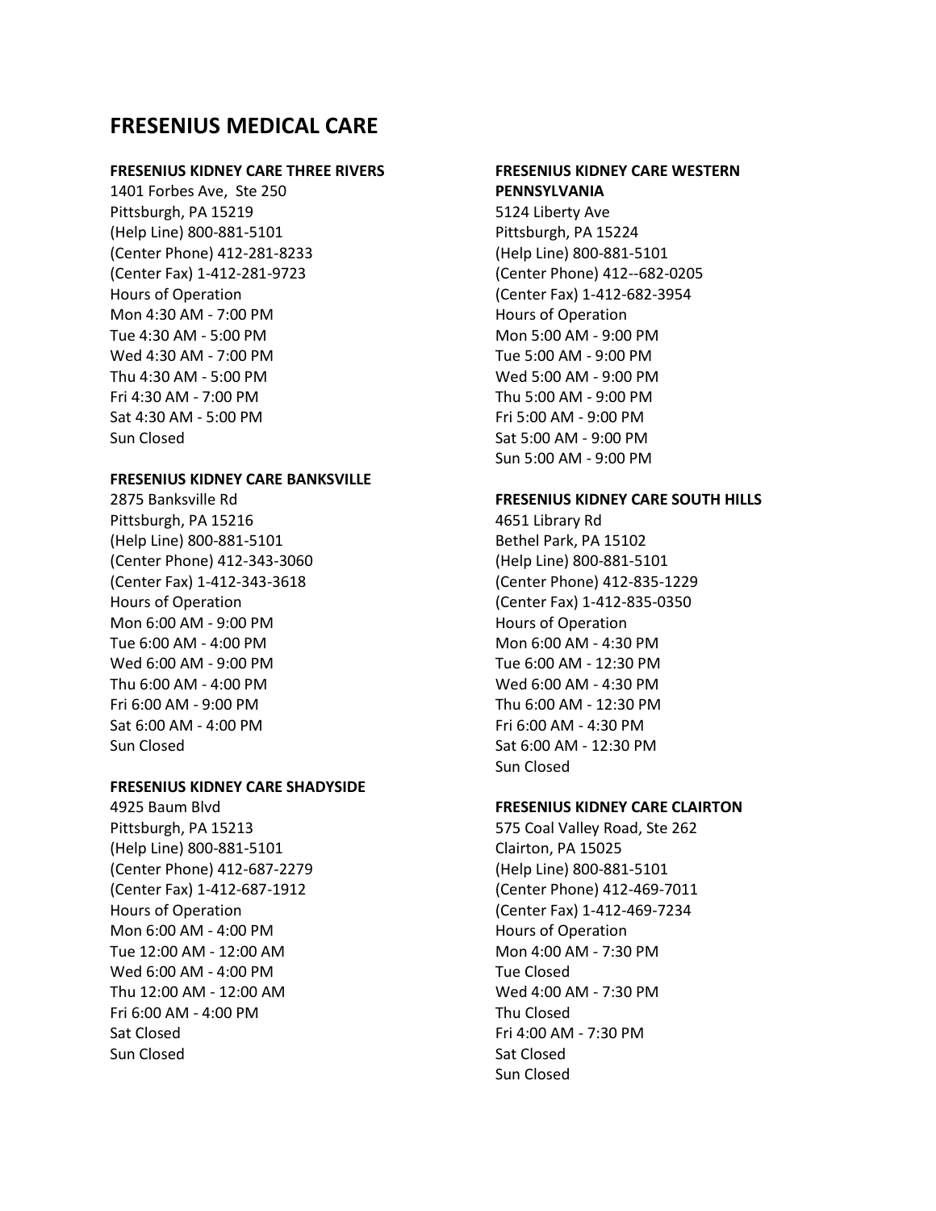## FRESENIUS MEDICAL CARE

**FRESENIUS KIDNEY CARE THREE RIVERS**
1401 Forbes Ave, Ste 250
Pittsburgh, PA 15219
(Help Line) 800-881-5101
(Center Phone) 412-281-8233
(Center Fax) 1-412-281-9723
Hours of Operation
Mon 4:30 AM - 7:00 PM
Tue 4:30 AM - 5:00 PM
Wed 4:30 AM - 7:00 PM
Thu 4:30 AM - 5:00 PM
Fri 4:30 AM - 7:00 PM
Sat 4:30 AM - 5:00 PM
Sun Closed

**FRESENIUS KIDNEY CARE BANKSVILLE**
2875 Banksville Rd
Pittsburgh, PA 15216
(Help Line) 800-881-5101
(Center Phone) 412-343-3060
(Center Fax) 1-412-343-3618
Hours of Operation
Mon 6:00 AM - 9:00 PM
Tue 6:00 AM - 4:00 PM
Wed 6:00 AM - 9:00 PM
Thu 6:00 AM - 4:00 PM
Fri 6:00 AM - 9:00 PM
Sat 6:00 AM - 4:00 PM
Sun Closed

**FRESENIUS KIDNEY CARE SHADYSIDE**
4925 Baum Blvd
Pittsburgh, PA 15213
(Help Line) 800-881-5101
(Center Phone) 412-687-2279
(Center Fax) 1-412-687-1912
Hours of Operation
Mon 6:00 AM - 4:00 PM
Tue 12:00 AM - 12:00 AM
Wed 6:00 AM - 4:00 PM
Thu 12:00 AM - 12:00 AM
Fri 6:00 AM - 4:00 PM
Sat Closed
Sun Closed

**FRESENIUS KIDNEY CARE WESTERN PENNSYLVANIA**
5124 Liberty Ave
Pittsburgh, PA 15224
(Help Line) 800-881-5101
(Center Phone) 412--682-0205
(Center Fax) 1-412-682-3954
Hours of Operation
Mon 5:00 AM - 9:00 PM
Tue 5:00 AM - 9:00 PM
Wed 5:00 AM - 9:00 PM
Thu 5:00 AM - 9:00 PM
Fri 5:00 AM - 9:00 PM
Sat 5:00 AM - 9:00 PM
Sun 5:00 AM - 9:00 PM

**FRESENIUS KIDNEY CARE SOUTH HILLS**
4651 Library Rd
Bethel Park, PA 15102
(Help Line) 800-881-5101
(Center Phone) 412-835-1229
(Center Fax) 1-412-835-0350
Hours of Operation
Mon 6:00 AM - 4:30 PM
Tue 6:00 AM - 12:30 PM
Wed 6:00 AM - 4:30 PM
Thu 6:00 AM - 12:30 PM
Fri 6:00 AM - 4:30 PM
Sat 6:00 AM - 12:30 PM
Sun Closed

**FRESENIUS KIDNEY CARE CLAIRTON**
575 Coal Valley Road, Ste 262
Clairton, PA 15025
(Help Line) 800-881-5101
(Center Phone) 412-469-7011
(Center Fax) 1-412-469-7234
Hours of Operation
Mon 4:00 AM - 7:30 PM
Tue Closed
Wed 4:00 AM - 7:30 PM
Thu Closed
Fri 4:00 AM - 7:30 PM
Sat Closed
Sun Closed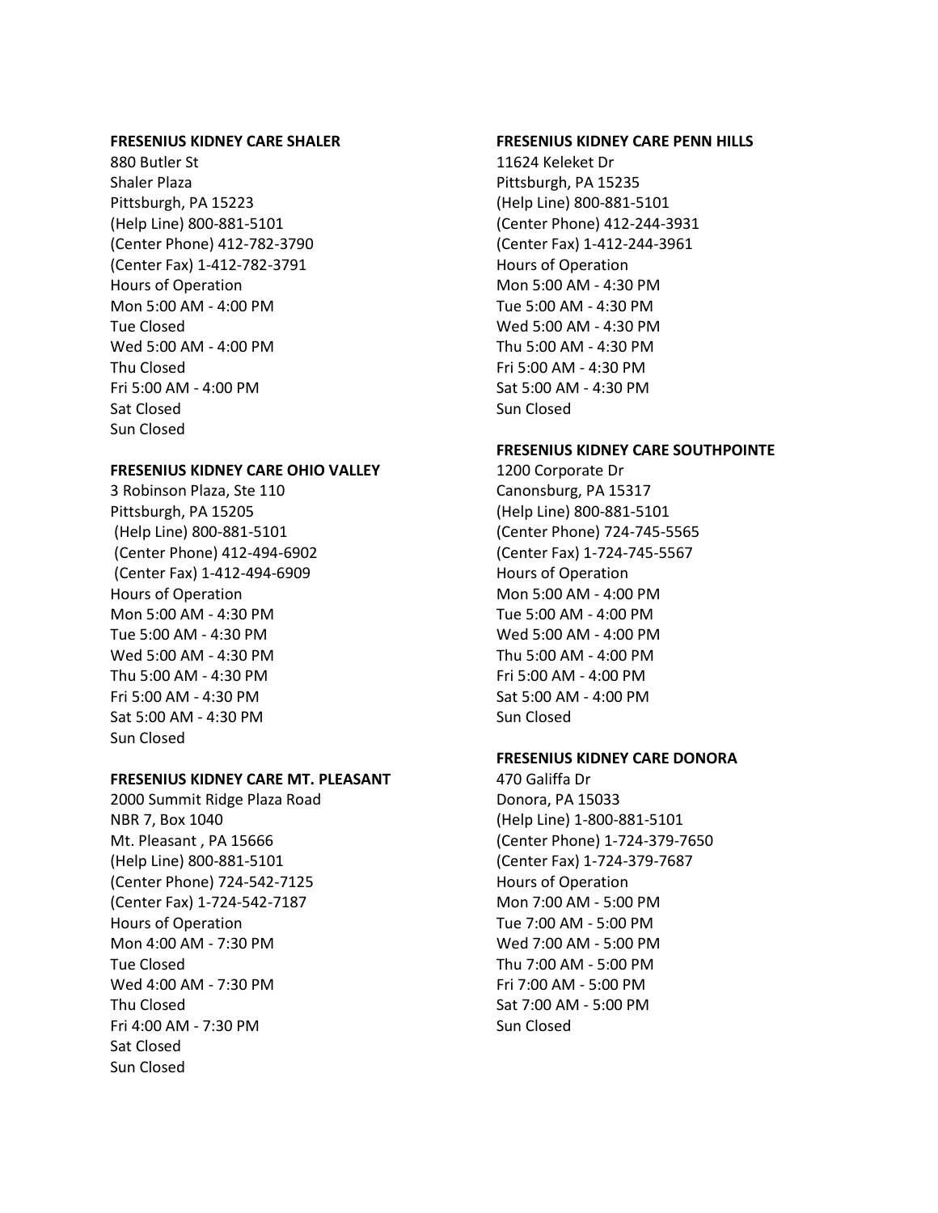**FRESENIUS KIDNEY CARE SHALER**

880 Butler St
Shaler Plaza
Pittsburgh, PA 15223
(Help Line) 800-881-5101
(Center Phone) 412-782-3790
(Center Fax) 1-412-782-3791
Hours of Operation
Mon 5:00 AM - 4:00 PM
Tue Closed
Wed 5:00 AM - 4:00 PM
Thu Closed
Fri 5:00 AM - 4:00 PM
Sat Closed
Sun Closed

**FRESENIUS KIDNEY CARE OHIO VALLEY**

3 Robinson Plaza, Ste 110
Pittsburgh, PA 15205
(Help Line) 800-881-5101
(Center Phone) 412-494-6902
(Center Fax) 1-412-494-6909
Hours of Operation
Mon 5:00 AM - 4:30 PM
Tue 5:00 AM - 4:30 PM
Wed 5:00 AM - 4:30 PM
Thu 5:00 AM - 4:30 PM
Fri 5:00 AM - 4:30 PM
Sat 5:00 AM - 4:30 PM
Sun Closed

**FRESENIUS KIDNEY CARE MT. PLEASANT**

2000 Summit Ridge Plaza Road
NBR 7, Box 1040
Mt. Pleasant , PA 15666
(Help Line) 800-881-5101
(Center Phone) 724-542-7125
(Center Fax) 1-724-542-7187
Hours of Operation
Mon 4:00 AM - 7:30 PM
Tue Closed
Wed 4:00 AM - 7:30 PM
Thu Closed
Fri 4:00 AM - 7:30 PM
Sat Closed
Sun Closed

**FRESENIUS KIDNEY CARE PENN HILLS**

11624 Keleket Dr
Pittsburgh, PA 15235
(Help Line) 800-881-5101
(Center Phone) 412-244-3931
(Center Fax) 1-412-244-3961
Hours of Operation
Mon 5:00 AM - 4:30 PM
Tue 5:00 AM - 4:30 PM
Wed 5:00 AM - 4:30 PM
Thu 5:00 AM - 4:30 PM
Fri 5:00 AM - 4:30 PM
Sat 5:00 AM - 4:30 PM
Sun Closed

**FRESENIUS KIDNEY CARE SOUTHPOINTE**

1200 Corporate Dr
Canonsburg, PA 15317
(Help Line) 800-881-5101
(Center Phone) 724-745-5565
(Center Fax) 1-724-745-5567
Hours of Operation
Mon 5:00 AM - 4:00 PM
Tue 5:00 AM - 4:00 PM
Wed 5:00 AM - 4:00 PM
Thu 5:00 AM - 4:00 PM
Fri 5:00 AM - 4:00 PM
Sat 5:00 AM - 4:00 PM
Sun Closed

**FRESENIUS KIDNEY CARE DONORA**

470 Galiffa Dr
Donora, PA 15033
(Help Line) 1-800-881-5101
(Center Phone) 1-724-379-7650
(Center Fax) 1-724-379-7687
Hours of Operation
Mon 7:00 AM - 5:00 PM
Tue 7:00 AM - 5:00 PM
Wed 7:00 AM - 5:00 PM
Thu 7:00 AM - 5:00 PM
Fri 7:00 AM - 5:00 PM
Sat 7:00 AM - 5:00 PM
Sun Closed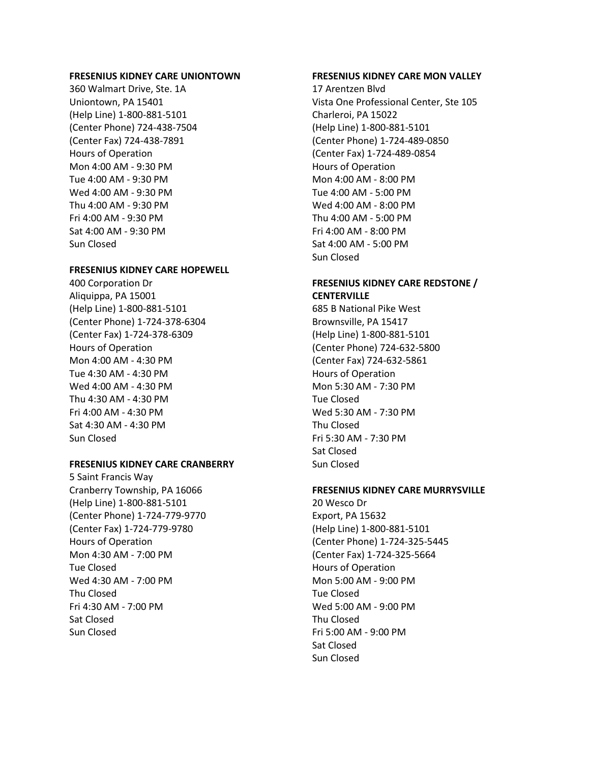**FRESENIUS KIDNEY CARE UNIONTOWN**
360 Walmart Drive, Ste. 1A
Uniontown, PA 15401
(Help Line) 1-800-881-5101
(Center Phone) 724-438-7504
(Center Fax) 724-438-7891
Hours of Operation
Mon 4:00 AM - 9:30 PM
Tue 4:00 AM - 9:30 PM
Wed 4:00 AM - 9:30 PM
Thu 4:00 AM - 9:30 PM
Fri 4:00 AM - 9:30 PM
Sat 4:00 AM - 9:30 PM
Sun Closed

**FRESENIUS KIDNEY CARE HOPEWELL**
400 Corporation Dr
Aliquippa, PA 15001
(Help Line) 1-800-881-5101
(Center Phone) 1-724-378-6304
(Center Fax) 1-724-378-6309
Hours of Operation
Mon 4:00 AM - 4:30 PM
Tue 4:30 AM - 4:30 PM
Wed 4:00 AM - 4:30 PM
Thu 4:30 AM - 4:30 PM
Fri 4:00 AM - 4:30 PM
Sat 4:30 AM - 4:30 PM
Sun Closed

**FRESENIUS KIDNEY CARE CRANBERRY**
5 Saint Francis Way
Cranberry Township, PA 16066
(Help Line) 1-800-881-5101
(Center Phone) 1-724-779-9770
(Center Fax) 1-724-779-9780
Hours of Operation
Mon 4:30 AM - 7:00 PM
Tue Closed
Wed 4:30 AM - 7:00 PM
Thu Closed
Fri 4:30 AM - 7:00 PM
Sat Closed
Sun Closed

**FRESENIUS KIDNEY CARE MON VALLEY**
17 Arentzen Blvd
Vista One Professional Center, Ste 105
Charleroi, PA 15022
(Help Line) 1-800-881-5101
(Center Phone) 1-724-489-0850
(Center Fax) 1-724-489-0854
Hours of Operation
Mon 4:00 AM - 8:00 PM
Tue 4:00 AM - 5:00 PM
Wed 4:00 AM - 8:00 PM
Thu 4:00 AM - 5:00 PM
Fri 4:00 AM - 8:00 PM
Sat 4:00 AM - 5:00 PM
Sun Closed

**FRESENIUS KIDNEY CARE REDSTONE / CENTERVILLE**
685 B National Pike West
Brownsville, PA 15417
(Help Line) 1-800-881-5101
(Center Phone) 724-632-5800
(Center Fax) 724-632-5861
Hours of Operation
Mon 5:30 AM - 7:30 PM
Tue Closed
Wed 5:30 AM - 7:30 PM
Thu Closed
Fri 5:30 AM - 7:30 PM
Sat Closed
Sun Closed

**FRESENIUS KIDNEY CARE MURRYSVILLE**
20 Wesco Dr
Export, PA 15632
(Help Line) 1-800-881-5101
(Center Phone) 1-724-325-5445
(Center Fax) 1-724-325-5664
Hours of Operation
Mon 5:00 AM - 9:00 PM
Tue Closed
Wed 5:00 AM - 9:00 PM
Thu Closed
Fri 5:00 AM - 9:00 PM
Sat Closed
Sun Closed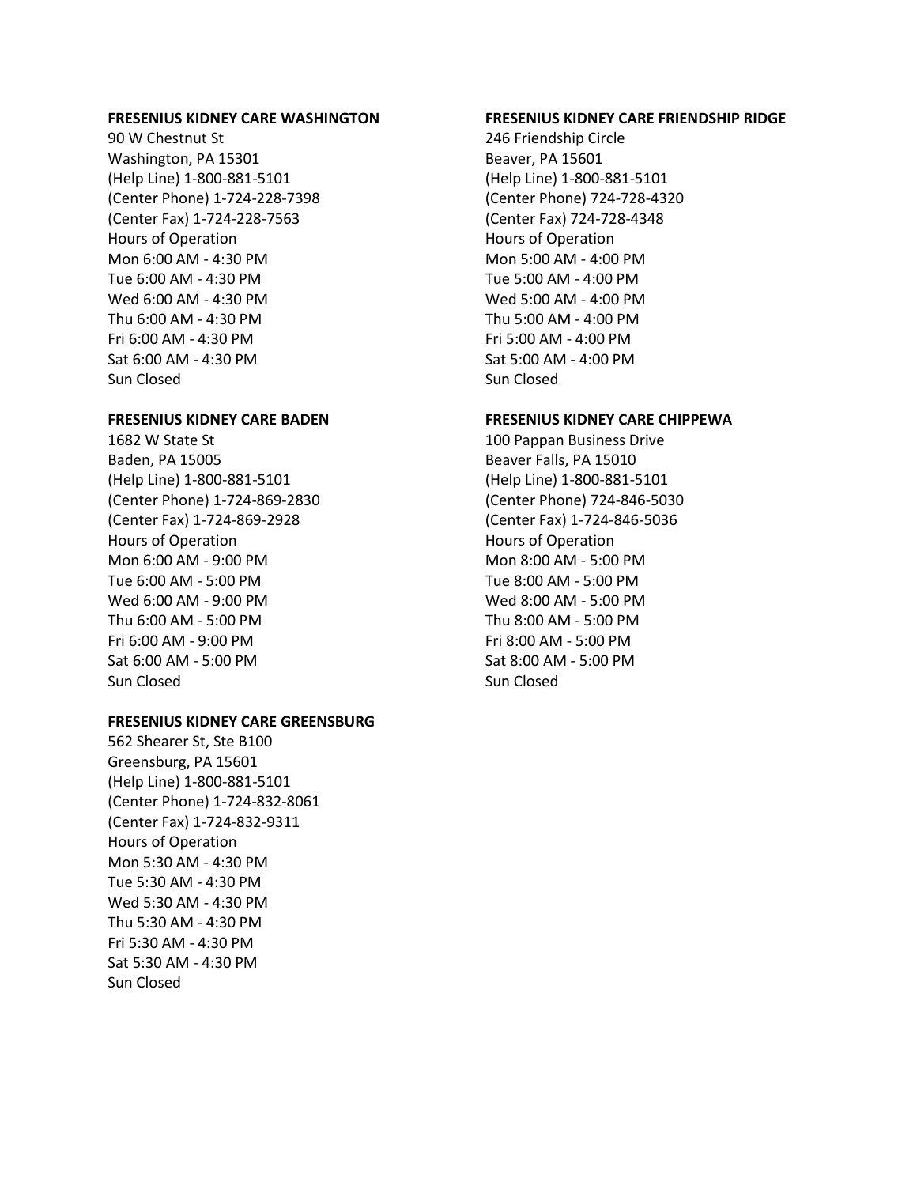**FRESENIUS KIDNEY CARE WASHINGTON**
90 W Chestnut St
Washington, PA 15301
(Help Line) 1-800-881-5101
(Center Phone) 1-724-228-7398
(Center Fax) 1-724-228-7563
Hours of Operation
Mon 6:00 AM - 4:30 PM
Tue 6:00 AM - 4:30 PM
Wed 6:00 AM - 4:30 PM
Thu 6:00 AM - 4:30 PM
Fri 6:00 AM - 4:30 PM
Sat 6:00 AM - 4:30 PM
Sun Closed

**FRESENIUS KIDNEY CARE BADEN**
1682 W State St
Baden, PA 15005
(Help Line) 1-800-881-5101
(Center Phone) 1-724-869-2830
(Center Fax) 1-724-869-2928
Hours of Operation
Mon 6:00 AM - 9:00 PM
Tue 6:00 AM - 5:00 PM
Wed 6:00 AM - 9:00 PM
Thu 6:00 AM - 5:00 PM
Fri 6:00 AM - 9:00 PM
Sat 6:00 AM - 5:00 PM
Sun Closed

**FRESENIUS KIDNEY CARE GREENSBURG**
562 Shearer St, Ste B100
Greensburg, PA 15601
(Help Line) 1-800-881-5101
(Center Phone) 1-724-832-8061
(Center Fax) 1-724-832-9311
Hours of Operation
Mon 5:30 AM - 4:30 PM
Tue 5:30 AM - 4:30 PM
Wed 5:30 AM - 4:30 PM
Thu 5:30 AM - 4:30 PM
Fri 5:30 AM - 4:30 PM
Sat 5:30 AM - 4:30 PM
Sun Closed

**FRESENIUS KIDNEY CARE FRIENDSHIP RIDGE**
246 Friendship Circle
Beaver, PA 15601
(Help Line) 1-800-881-5101
(Center Phone) 724-728-4320
(Center Fax) 724-728-4348
Hours of Operation
Mon 5:00 AM - 4:00 PM
Tue 5:00 AM - 4:00 PM
Wed 5:00 AM - 4:00 PM
Thu 5:00 AM - 4:00 PM
Fri 5:00 AM - 4:00 PM
Sat 5:00 AM - 4:00 PM
Sun Closed

**FRESENIUS KIDNEY CARE CHIPPEWA**
100 Pappan Business Drive
Beaver Falls, PA 15010
(Help Line) 1-800-881-5101
(Center Phone) 724-846-5030
(Center Fax) 1-724-846-5036
Hours of Operation
Mon 8:00 AM - 5:00 PM
Tue 8:00 AM - 5:00 PM
Wed 8:00 AM - 5:00 PM
Thu 8:00 AM - 5:00 PM
Fri 8:00 AM - 5:00 PM
Sat 8:00 AM - 5:00 PM
Sun Closed